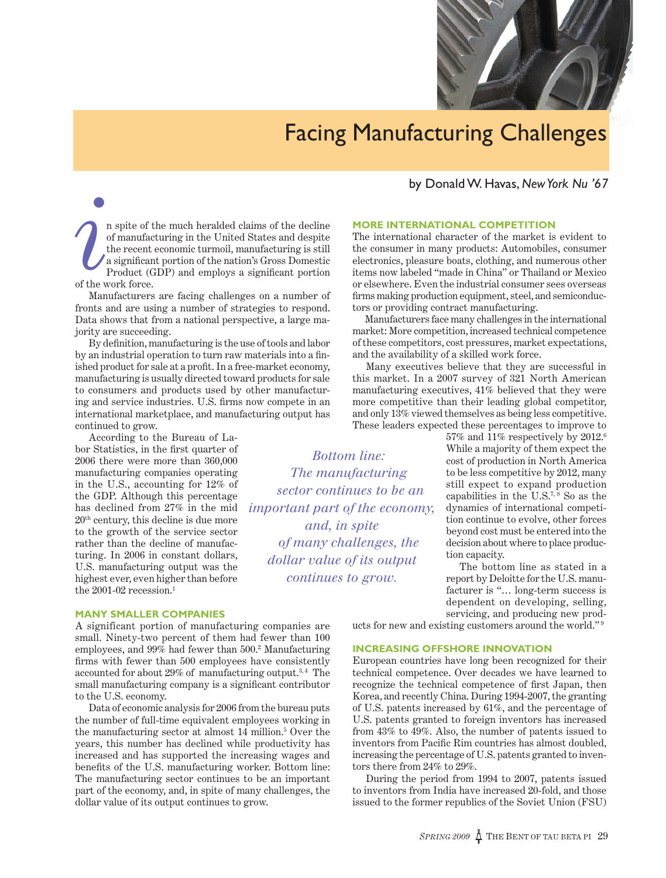# Facing Manufacturing Challenges

by Donald W. Havas, *New York Nu '67*

In spite of the much heralded claims of the decline of manufacturing in the United States and despite the recent economic turmoil, manufacturing is still a significant portion of the nation's Gross Domestic Product (GDP) and employs a significant portion of the work force.

Manufacturers are facing challenges on a number of fronts and are using a number of strategies to respond. Data shows that from a national perspective, a large majority are succeeding.

By definition, manufacturing is the use of tools and labor by an industrial operation to turn raw materials into a finished product for sale at a profit. In a free-market economy, manufacturing is usually directed toward products for sale to consumers and products used by other manufacturing and service industries. U.S. firms now compete in an international marketplace, and manufacturing output has continued to grow.

According to the Bureau of Labor Statistics, in the first quarter of 2006 there were more than 360,000 manufacturing companies operating in the U.S., accounting for 12% of the GDP. Although this percentage has declined from 27% in the mid 20th century, this decline is due more to the growth of the service sector rather than the decline of manufacturing. In 2006 in constant dollars, U.S. manufacturing output was the highest ever, even higher than before the 2001-02 recession.[1]

## MANY SMALLER COMPANIES

A significant portion of manufacturing companies are small. Ninety-two percent of them had fewer than 100 employees, and 99% had fewer than 500.[2] Manufacturing firms with fewer than 500 employees have consistently accounted for about 29% of manufacturing output.[3,4] The small manufacturing company is a significant contributor to the U.S. economy.

Data of economic analysis for 2006 from the bureau puts the number of full-time equivalent employees working in the manufacturing sector at almost 14 million.[5] Over the years, this number has declined while productivity has increased and has supported the increasing wages and benefits of the U.S. manufacturing worker. Bottom line: The manufacturing sector continues to be an important part of the economy, and, in spite of many challenges, the dollar value of its output continues to grow.

*Bottom line: The manufacturing sector continues to be an important part of the economy, and, in spite of many challenges, the dollar value of its output continues to grow.*

## MORE INTERNATIONAL COMPETITION

The international character of the market is evident to the consumer in many products: Automobiles, consumer electronics, pleasure boats, clothing, and numerous other items now labeled "made in China" or Thailand or Mexico or elsewhere. Even the industrial consumer sees overseas firms making production equipment, steel, and semiconductors or providing contract manufacturing.

Manufacturers face many challenges in the international market: More competition, increased technical competence of these competitors, cost pressures, market expectations, and the availability of a skilled work force.

Many executives believe that they are successful in this market. In a 2007 survey of 321 North American manufacturing executives, 41% believed that they were more competitive than their leading global competitor, and only 13% viewed themselves as being less competitive. These leaders expected these percentages to improve to 57% and 11% respectively by 2012.[6] While a majority of them expect the cost of production in North America to be less competitive by 2012, many still expect to expand production capabilities in the U.S.[7,8] So as the dynamics of international competition continue to evolve, other forces beyond cost must be entered into the decision about where to place production capacity.

The bottom line as stated in a report by Deloitte for the U.S. manufacturer is "… long-term success is dependent on developing, selling, servicing, and producing new products for new and existing customers around the world."[9]

## INCREASING OFFSHORE INNOVATION

European countries have long been recognized for their technical competence. Over decades we have learned to recognize the technical competence of first Japan, then Korea, and recently China. During 1994-2007, the granting of U.S. patents increased by 61%, and the percentage of U.S. patents granted to foreign inventors has increased from 43% to 49%. Also, the number of patents issued to inventors from Pacific Rim countries has almost doubled, increasing the percentage of U.S. patents granted to inventors there from 24% to 29%.

During the period from 1994 to 2007, patents issued to inventors from India have increased 20-fold, and those issued to the former republics of the Soviet Union (FSU)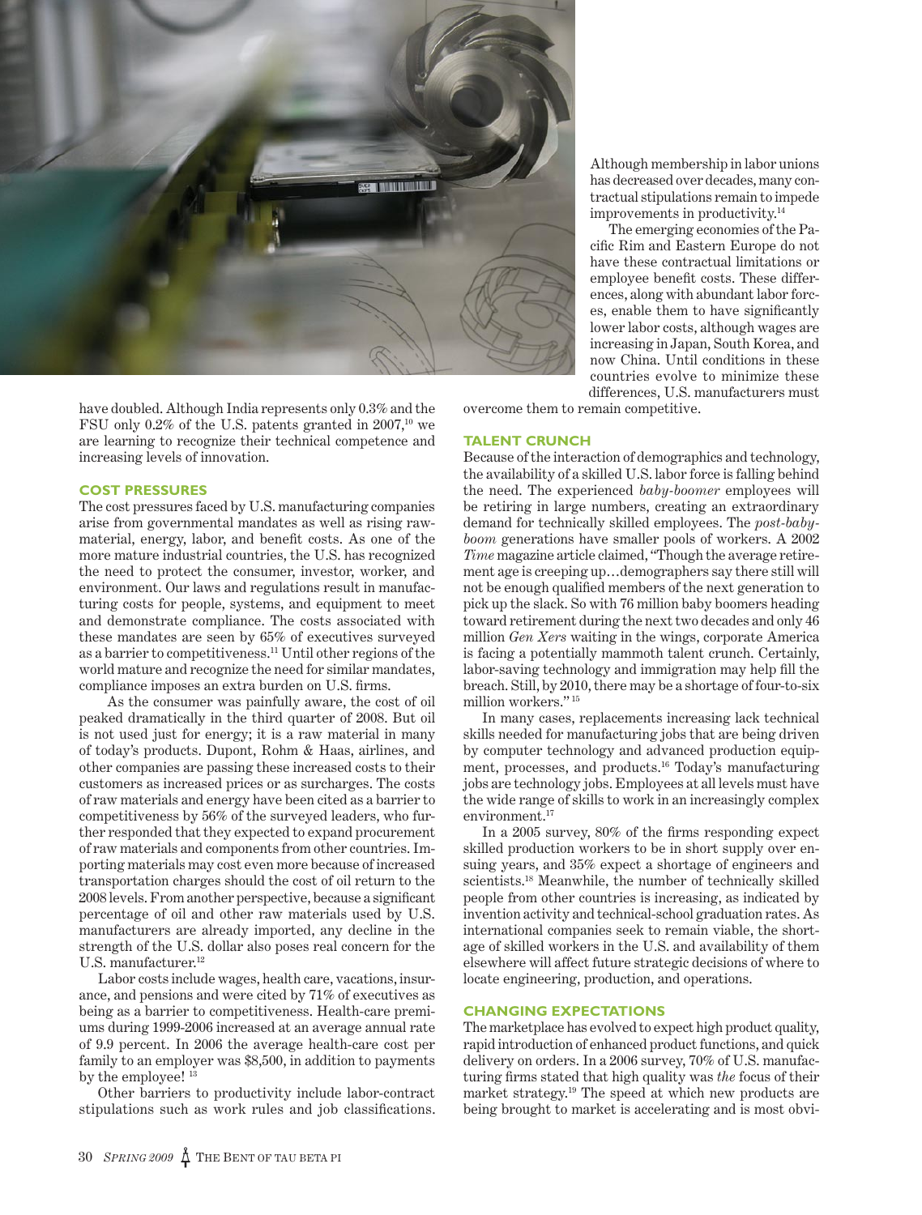have doubled. Although India represents only 0.3% and the FSU only 0.2% of the U.S. patents granted in 2007,[10] we are learning to recognize their technical competence and increasing levels of innovation.

### COST PRESSURES

The cost pressures faced by U.S. manufacturing companies arise from governmental mandates as well as rising raw-material, energy, labor, and benefit costs. As one of the more mature industrial countries, the U.S. has recognized the need to protect the consumer, investor, worker, and environment. Our laws and regulations result in manufacturing costs for people, systems, and equipment to meet and demonstrate compliance. The costs associated with these mandates are seen by 65% of executives surveyed as a barrier to competitiveness.[11] Until other regions of the world mature and recognize the need for similar mandates, compliance imposes an extra burden on U.S. firms.

As the consumer was painfully aware, the cost of oil peaked dramatically in the third quarter of 2008. But oil is not used just for energy; it is a raw material in many of today's products. Dupont, Rohm & Haas, airlines, and other companies are passing these increased costs to their customers as increased prices or as surcharges. The costs of raw materials and energy have been cited as a barrier to competitiveness by 56% of the surveyed leaders, who further responded that they expected to expand procurement of raw materials and components from other countries. Importing materials may cost even more because of increased transportation charges should the cost of oil return to the 2008 levels. From another perspective, because a significant percentage of oil and other raw materials used by U.S. manufacturers are already imported, any decline in the strength of the U.S. dollar also poses real concern for the U.S. manufacturer.[12]

Labor costs include wages, health care, vacations, insurance, and pensions and were cited by 71% of executives as being as a barrier to competitiveness. Health-care premiums during 1999-2006 increased at an average annual rate of 9.9 percent. In 2006 the average health-care cost per family to an employer was $8,500, in addition to payments by the employee! [13]

Other barriers to productivity include labor-contract stipulations such as work rules and job classifications. Although membership in labor unions has decreased over decades, many contractual stipulations remain to impede improvements in productivity.[14]

The emerging economies of the Pacific Rim and Eastern Europe do not have these contractual limitations or employee benefit costs. These differences, along with abundant labor forces, enable them to have significantly lower labor costs, although wages are increasing in Japan, South Korea, and now China. Until conditions in these countries evolve to minimize these differences, U.S. manufacturers must overcome them to remain competitive.

### TALENT CRUNCH

Because of the interaction of demographics and technology, the availability of a skilled U.S. labor force is falling behind the need. The experienced *baby-boomer* employees will be retiring in large numbers, creating an extraordinary demand for technically skilled employees. The *post-baby-boom* generations have smaller pools of workers. A 2002 *Time* magazine article claimed, "Though the average retirement age is creeping up…demographers say there still will not be enough qualified members of the next generation to pick up the slack. So with 76 million baby boomers heading toward retirement during the next two decades and only 46 million *Gen Xers* waiting in the wings, corporate America is facing a potentially mammoth talent crunch. Certainly, labor-saving technology and immigration may help fill the breach. Still, by 2010, there may be a shortage of four-to-six million workers." [15]

In many cases, replacements increasing lack technical skills needed for manufacturing jobs that are being driven by computer technology and advanced production equipment, processes, and products.[16] Today's manufacturing jobs are technology jobs. Employees at all levels must have the wide range of skills to work in an increasingly complex environment.[17]

In a 2005 survey, 80% of the firms responding expect skilled production workers to be in short supply over ensuing years, and 35% expect a shortage of engineers and scientists.[18] Meanwhile, the number of technically skilled people from other countries is increasing, as indicated by invention activity and technical-school graduation rates. As international companies seek to remain viable, the shortage of skilled workers in the U.S. and availability of them elsewhere will affect future strategic decisions of where to locate engineering, production, and operations.

### CHANGING EXPECTATIONS

The marketplace has evolved to expect high product quality, rapid introduction of enhanced product functions, and quick delivery on orders. In a 2006 survey, 70% of U.S. manufacturing firms stated that high quality was *the* focus of their market strategy.[19] The speed at which new products are being brought to market is accelerating and is most obvi-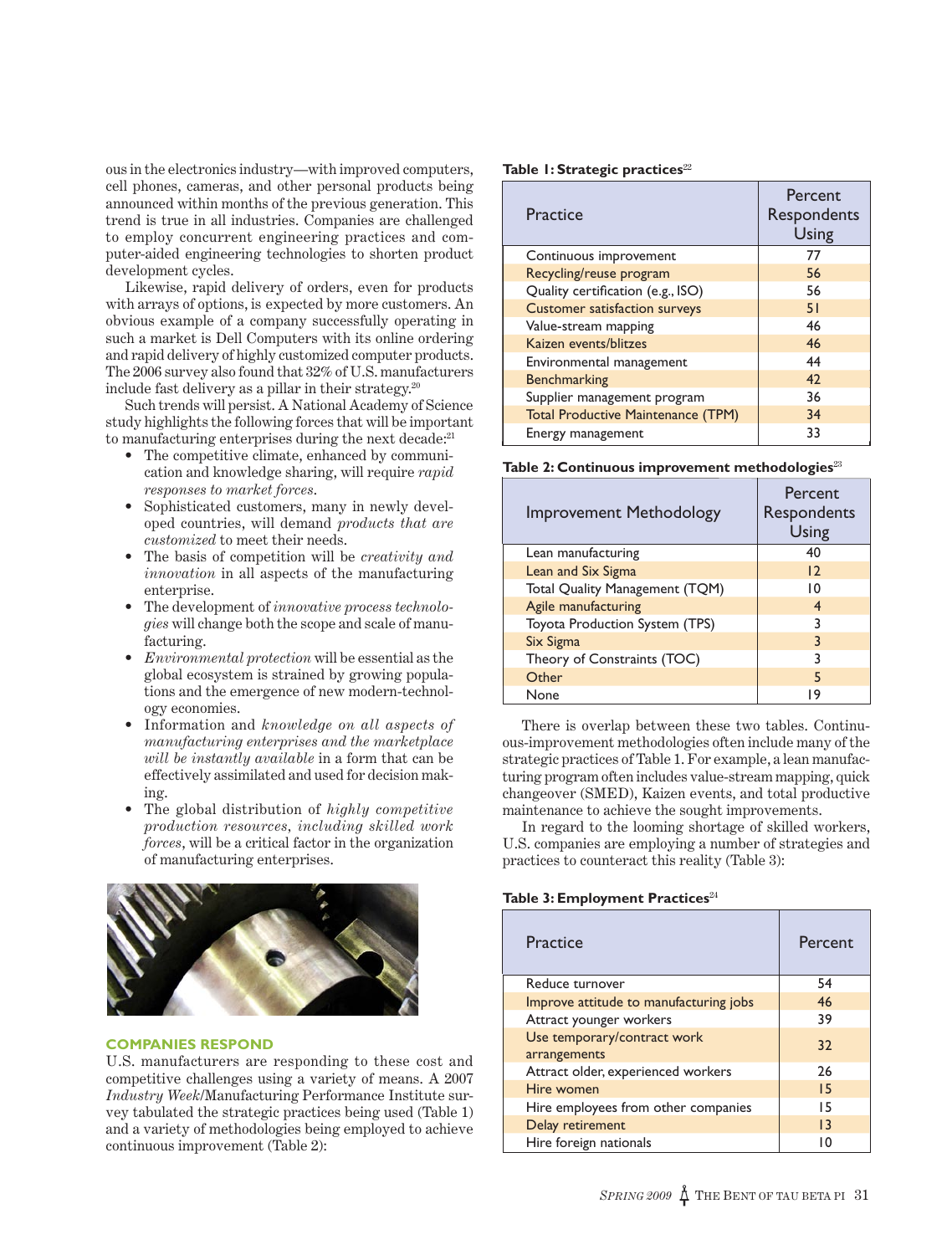ous in the electronics industry—with improved computers, cell phones, cameras, and other personal products being announced within months of the previous generation. This trend is true in all industries. Companies are challenged to employ concurrent engineering practices and computer-aided engineering technologies to shorten product development cycles.

Likewise, rapid delivery of orders, even for products with arrays of options, is expected by more customers. An obvious example of a company successfully operating in such a market is Dell Computers with its online ordering and rapid delivery of highly customized computer products. The 2006 survey also found that 32% of U.S. manufacturers include fast delivery as a pillar in their strategy.[20]

Such trends will persist. A National Academy of Science study highlights the following forces that will be important to manufacturing enterprises during the next decade:[21]

- The competitive climate, enhanced by communication and knowledge sharing, will require *rapid responses to market forces*.
- Sophisticated customers, many in newly developed countries, will demand *products that are customized* to meet their needs.
- The basis of competition will be *creativity and innovation* in all aspects of the manufacturing enterprise.
- The development of *innovative process technologies* will change both the scope and scale of manufacturing.
- *Environmental protection* will be essential as the global ecosystem is strained by growing populations and the emergence of new modern-technology economies.
- Information and *knowledge on all aspects of manufacturing enterprises and the marketplace will be instantly available* in a form that can be effectively assimilated and used for decision making.
- The global distribution of *highly competitive production resources, including skilled work forces*, will be a critical factor in the organization of manufacturing enterprises.

## COMPANIES RESPOND

U.S. manufacturers are responding to these cost and competitive challenges using a variety of means. A 2007 *Industry Week*/Manufacturing Performance Institute survey tabulated the strategic practices being used (Table 1) and a variety of methodologies being employed to achieve continuous improvement (Table 2):

**Table 1: Strategic practices**[22]

| Practice | Percent Respondents Using |
|---|---|
| Continuous improvement | 77 |
| Recycling/reuse program | 56 |
| Quality certification (e.g., ISO) | 56 |
| Customer satisfaction surveys | 51 |
| Value-stream mapping | 46 |
| Kaizen events/blitzes | 46 |
| Environmental management | 44 |
| Benchmarking | 42 |
| Supplier management program | 36 |
| Total Productive Maintenance (TPM) | 34 |
| Energy management | 33 |

**Table 2: Continuous improvement methodologies**[23]

| Improvement Methodology | Percent Respondents Using |
|---|---|
| Lean manufacturing | 40 |
| Lean and Six Sigma | 12 |
| Total Quality Management (TQM) | 10 |
| Agile manufacturing | 4 |
| Toyota Production System (TPS) | 3 |
| Six Sigma | 3 |
| Theory of Constraints (TOC) | 3 |
| Other | 5 |
| None | 19 |

There is overlap between these two tables. Continuous-improvement methodologies often include many of the strategic practices of Table 1. For example, a lean manufacturing program often includes value-stream mapping, quick changeover (SMED), Kaizen events, and total productive maintenance to achieve the sought improvements.

In regard to the looming shortage of skilled workers, U.S. companies are employing a number of strategies and practices to counteract this reality (Table 3):

**Table 3: Employment Practices**[24]

| Practice | Percent |
|---|---|
| Reduce turnover | 54 |
| Improve attitude to manufacturing jobs | 46 |
| Attract younger workers | 39 |
| Use temporary/contract work arrangements | 32 |
| Attract older, experienced workers | 26 |
| Hire women | 15 |
| Hire employees from other companies | 15 |
| Delay retirement | 13 |
| Hire foreign nationals | 10 |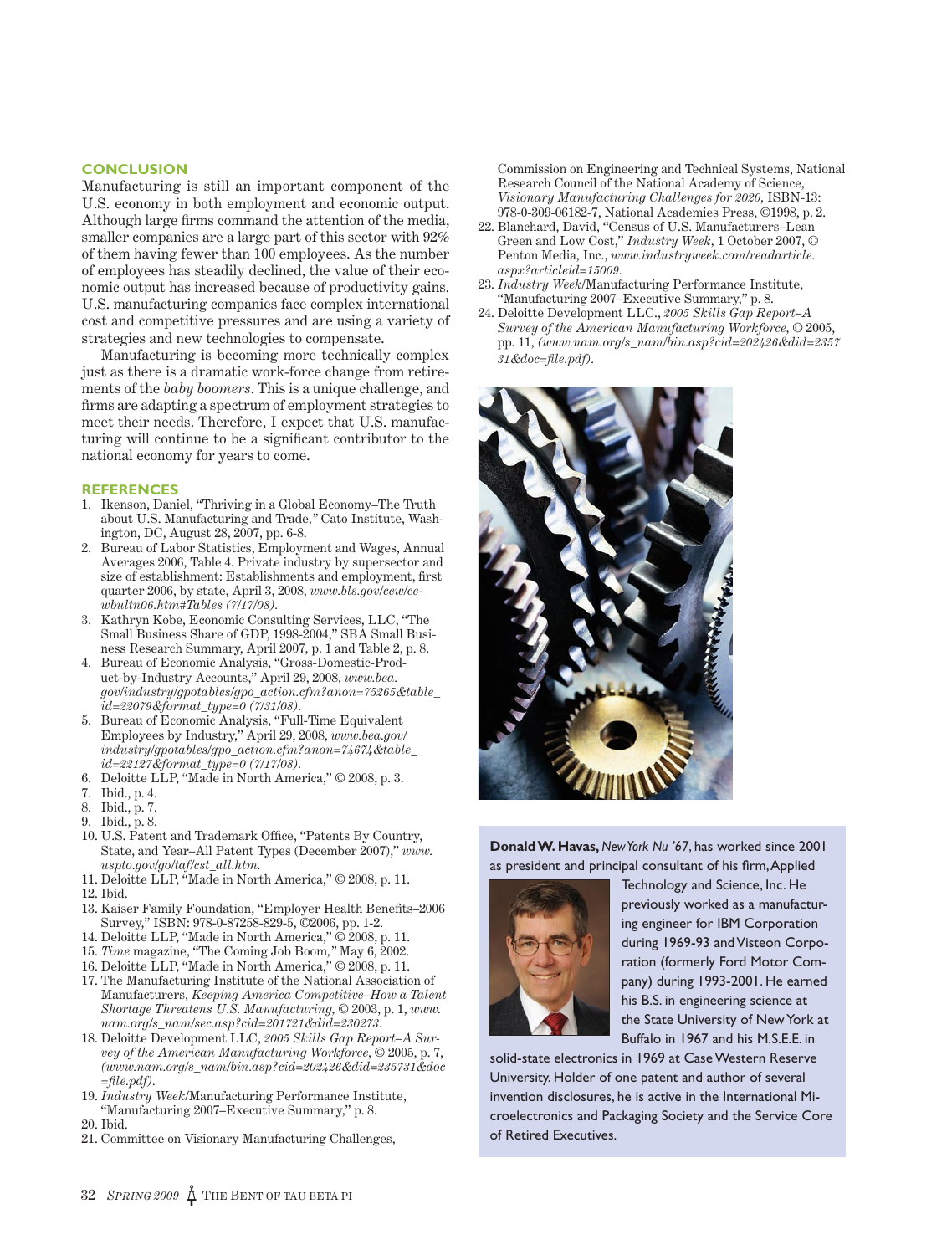## CONCLUSION

Manufacturing is still an important component of the U.S. economy in both employment and economic output. Although large firms command the attention of the media, smaller companies are a large part of this sector with 92% of them having fewer than 100 employees. As the number of employees has steadily declined, the value of their economic output has increased because of productivity gains. U.S. manufacturing companies face complex international cost and competitive pressures and are using a variety of strategies and new technologies to compensate.

Manufacturing is becoming more technically complex just as there is a dramatic work-force change from retirements of the *baby boomers*. This is a unique challenge, and firms are adapting a spectrum of employment strategies to meet their needs. Therefore, I expect that U.S. manufacturing will continue to be a significant contributor to the national economy for years to come.

## REFERENCES

1. Ikenson, Daniel, "Thriving in a Global Economy–The Truth about U.S. Manufacturing and Trade," Cato Institute, Washington, DC, August 28, 2007, pp. 6-8.
2. Bureau of Labor Statistics, Employment and Wages, Annual Averages 2006, Table 4. Private industry by supersector and size of establishment: Establishments and employment, first quarter 2006, by state, April 3, 2008, *www.bls.gov/cew/cewbultn06.htm#Tables (7/17/08).*
3. Kathryn Kobe, Economic Consulting Services, LLC, "The Small Business Share of GDP, 1998-2004," SBA Small Business Research Summary, April 2007, p. 1 and Table 2, p. 8.
4. Bureau of Economic Analysis, "Gross-Domestic-Product-by-Industry Accounts," April 29, 2008, *www.bea.gov/industry/gpotables/gpo_action.cfm?anon=75265&table_id=22079&format_type=0 (7/31/08).*
5. Bureau of Economic Analysis, "Full-Time Equivalent Employees by Industry," April 29, 2008, *www.bea.gov/industry/gpotables/gpo_action.cfm?anon=74674&table_id=22127&format_type=0 (7/17/08).*
6. Deloitte LLP, "Made in North America," © 2008, p. 3.
7. Ibid., p. 4.
8. Ibid., p. 7.
9. Ibid., p. 8.
10. U.S. Patent and Trademark Office, "Patents By Country, State, and Year–All Patent Types (December 2007)," *www.uspto.gov/go/taf/cst_all.htm.*
11. Deloitte LLP, "Made in North America," © 2008, p. 11.
12. Ibid.
13. Kaiser Family Foundation, "Employer Health Benefits–2006 Survey," ISBN: 978-0-87258-829-5, ©2006, pp. 1-2.
14. Deloitte LLP, "Made in North America," © 2008, p. 11.
15. *Time* magazine, "The Coming Job Boom," May 6, 2002.
16. Deloitte LLP, "Made in North America," © 2008, p. 11.
17. The Manufacturing Institute of the National Association of Manufacturers, *Keeping America Competitive–How a Talent Shortage Threatens U.S. Manufacturing,* © 2003, p. 1, *www.nam.org/s_nam/sec.asp?cid=201721&did=230273.*
18. Deloitte Development LLC, *2005 Skills Gap Report–A Survey of the American Manufacturing Workforce,* © 2005, p. 7, *(www.nam.org/s_nam/bin.asp?cid=202426&did=235731&doc=file.pdf).*
19. *Industry Week*/Manufacturing Performance Institute, "Manufacturing 2007–Executive Summary," p. 8.
20. Ibid.
21. Committee on Visionary Manufacturing Challenges, Commission on Engineering and Technical Systems, National Research Council of the National Academy of Science, *Visionary Manufacturing Challenges for 2020,* ISBN-13: 978-0-309-06182-7, National Academies Press, ©1998, p. 2.
22. Blanchard, David, "Census of U.S. Manufacturers–Lean Green and Low Cost," *Industry Week,* 1 October 2007, © Penton Media, Inc., *www.industryweek.com/readarticle.aspx?articleid=15009.*
23. *Industry Week*/Manufacturing Performance Institute, "Manufacturing 2007–Executive Summary," p. 8.
24. Deloitte Development LLC., *2005 Skills Gap Report–A Survey of the American Manufacturing Workforce,* © 2005, pp. 11, *(www.nam.org/s_nam/bin.asp?cid=202426&did=235731&doc=file.pdf).*

**Donald W. Havas,** *New York Nu '67*, has worked since 2001 as president and principal consultant of his firm, Applied Technology and Science, Inc. He previously worked as a manufacturing engineer for IBM Corporation during 1969-93 and Visteon Corporation (formerly Ford Motor Company) during 1993-2001. He earned his B.S. in engineering science at the State University of New York at Buffalo in 1967 and his M.S.E.E. in solid-state electronics in 1969 at Case Western Reserve University. Holder of one patent and author of several invention disclosures, he is active in the International Microelectronics and Packaging Society and the Service Core of Retired Executives.